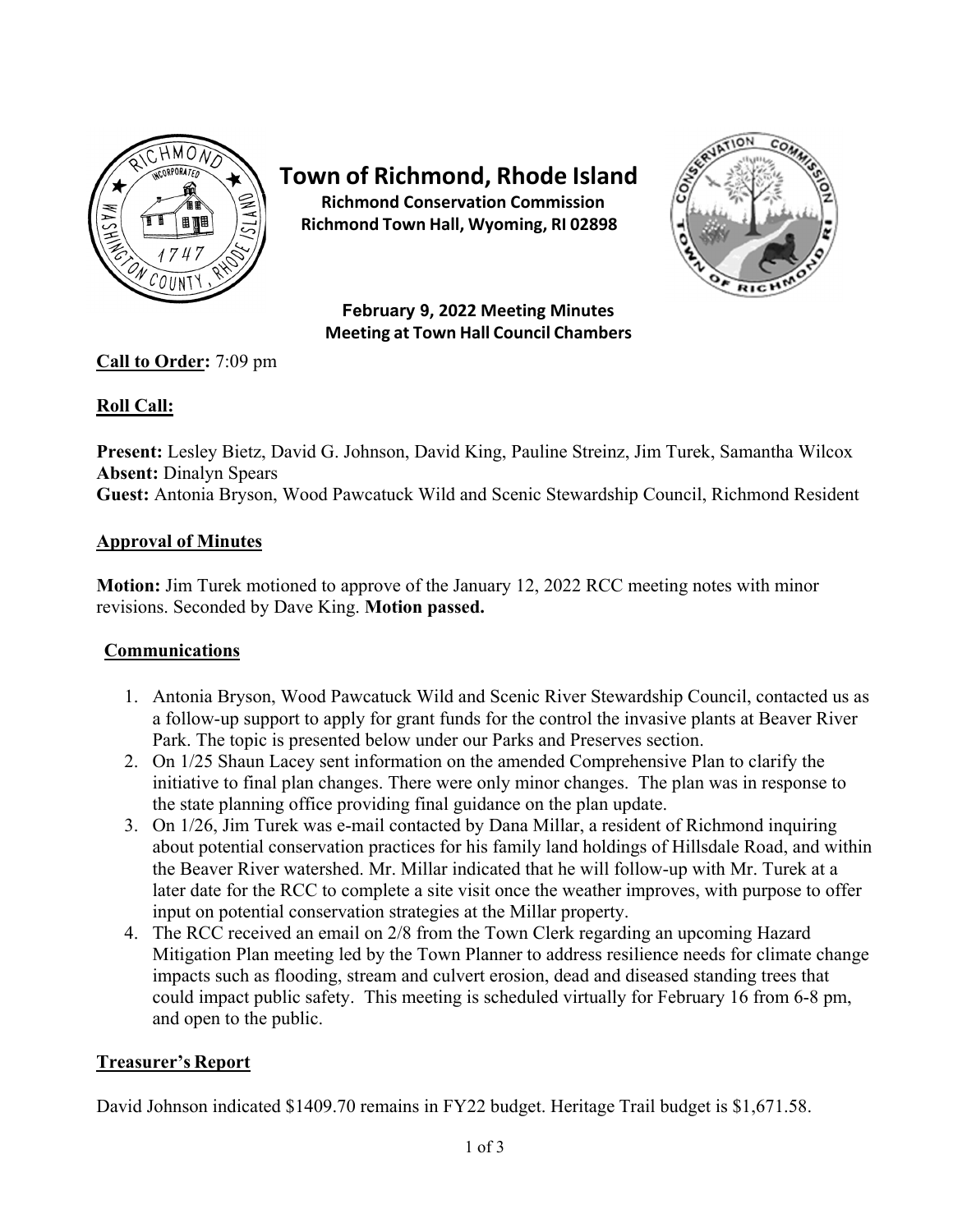# Town of Richmond, Rhode Island

**Richmond Conservation Commission**
**Richmond Town Hall, Wyoming, RI 02898**

**February 9, 2022 Meeting Minutes**
**Meeting at Town Hall Council Chambers**

**Call to Order:** 7:09 pm

**Roll Call:**

**Present:** Lesley Bietz, David G. Johnson, David King, Pauline Streinz, Jim Turek, Samantha Wilcox
**Absent:** Dinalyn Spears
**Guest:** Antonia Bryson, Wood Pawcatuck Wild and Scenic Stewardship Council, Richmond Resident

## Approval of Minutes

**Motion:** Jim Turek motioned to approve of the January 12, 2022 RCC meeting notes with minor revisions. Seconded by Dave King. **Motion passed.**

## Communications

1. Antonia Bryson, Wood Pawcatuck Wild and Scenic River Stewardship Council, contacted us as a follow-up support to apply for grant funds for the control the invasive plants at Beaver River Park. The topic is presented below under our Parks and Preserves section.
2. On 1/25 Shaun Lacey sent information on the amended Comprehensive Plan to clarify the initiative to final plan changes. There were only minor changes. The plan was in response to the state planning office providing final guidance on the plan update.
3. On 1/26, Jim Turek was e-mail contacted by Dana Millar, a resident of Richmond inquiring about potential conservation practices for his family land holdings of Hillsdale Road, and within the Beaver River watershed. Mr. Millar indicated that he will follow-up with Mr. Turek at a later date for the RCC to complete a site visit once the weather improves, with purpose to offer input on potential conservation strategies at the Millar property.
4. The RCC received an email on 2/8 from the Town Clerk regarding an upcoming Hazard Mitigation Plan meeting led by the Town Planner to address resilience needs for climate change impacts such as flooding, stream and culvert erosion, dead and diseased standing trees that could impact public safety. This meeting is scheduled virtually for February 16 from 6-8 pm, and open to the public.

## Treasurer's Report

David Johnson indicated $1409.70 remains in FY22 budget. Heritage Trail budget is $1,671.58.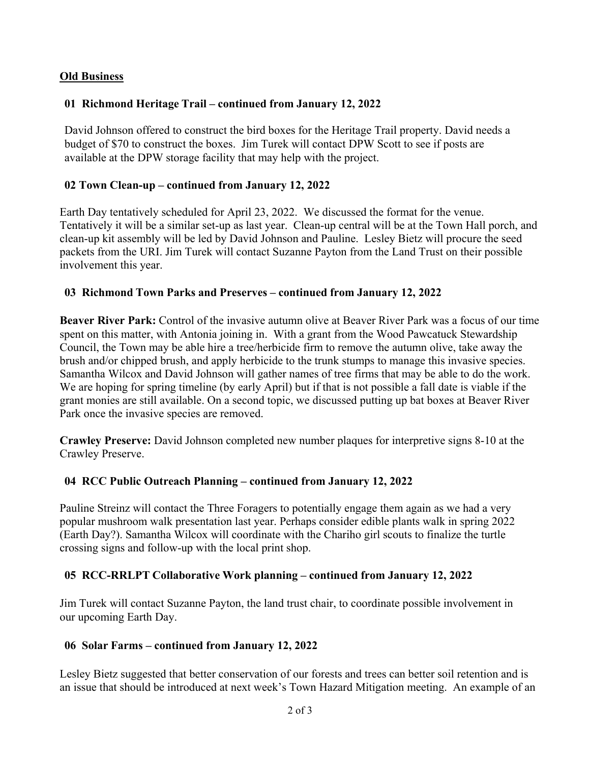## Old Business

### 01 Richmond Heritage Trail – continued from January 12, 2022

David Johnson offered to construct the bird boxes for the Heritage Trail property. David needs a budget of $70 to construct the boxes. Jim Turek will contact DPW Scott to see if posts are available at the DPW storage facility that may help with the project.

### 02 Town Clean-up – continued from January 12, 2022

Earth Day tentatively scheduled for April 23, 2022. We discussed the format for the venue. Tentatively it will be a similar set-up as last year. Clean-up central will be at the Town Hall porch, and clean-up kit assembly will be led by David Johnson and Pauline. Lesley Bietz will procure the seed packets from the URI. Jim Turek will contact Suzanne Payton from the Land Trust on their possible involvement this year.

### 03 Richmond Town Parks and Preserves – continued from January 12, 2022

**Beaver River Park:** Control of the invasive autumn olive at Beaver River Park was a focus of our time spent on this matter, with Antonia joining in. With a grant from the Wood Pawcatuck Stewardship Council, the Town may be able hire a tree/herbicide firm to remove the autumn olive, take away the brush and/or chipped brush, and apply herbicide to the trunk stumps to manage this invasive species. Samantha Wilcox and David Johnson will gather names of tree firms that may be able to do the work. We are hoping for spring timeline (by early April) but if that is not possible a fall date is viable if the grant monies are still available. On a second topic, we discussed putting up bat boxes at Beaver River Park once the invasive species are removed.

**Crawley Preserve:** David Johnson completed new number plaques for interpretive signs 8-10 at the Crawley Preserve.

### 04 RCC Public Outreach Planning – continued from January 12, 2022

Pauline Streinz will contact the Three Foragers to potentially engage them again as we had a very popular mushroom walk presentation last year. Perhaps consider edible plants walk in spring 2022 (Earth Day?). Samantha Wilcox will coordinate with the Chariho girl scouts to finalize the turtle crossing signs and follow-up with the local print shop.

### 05 RCC-RRLPT Collaborative Work planning – continued from January 12, 2022

Jim Turek will contact Suzanne Payton, the land trust chair, to coordinate possible involvement in our upcoming Earth Day.

### 06 Solar Farms – continued from January 12, 2022

Lesley Bietz suggested that better conservation of our forests and trees can better soil retention and is an issue that should be introduced at next week's Town Hazard Mitigation meeting. An example of an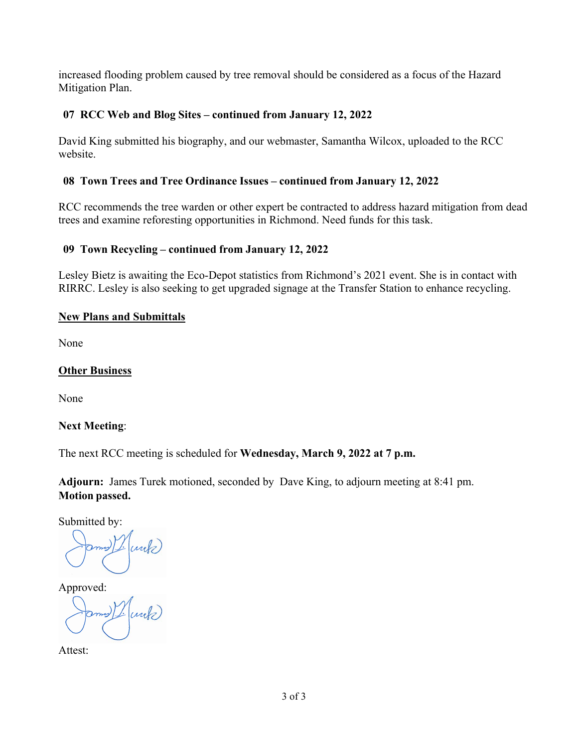increased flooding problem caused by tree removal should be considered as a focus of the Hazard Mitigation Plan.

### 07 RCC Web and Blog Sites – continued from January 12, 2022

David King submitted his biography, and our webmaster, Samantha Wilcox, uploaded to the RCC website.

### 08 Town Trees and Tree Ordinance Issues – continued from January 12, 2022

RCC recommends the tree warden or other expert be contracted to address hazard mitigation from dead trees and examine reforesting opportunities in Richmond. Need funds for this task.

### 09 Town Recycling – continued from January 12, 2022

Lesley Bietz is awaiting the Eco-Depot statistics from Richmond's 2021 event. She is in contact with RIRRC. Lesley is also seeking to get upgraded signage at the Transfer Station to enhance recycling.

## New Plans and Submittals

None

## Other Business

None

**Next Meeting**:

The next RCC meeting is scheduled for **Wednesday, March 9, 2022 at 7 p.m.**

**Adjourn:** James Turek motioned, seconded by Dave King, to adjourn meeting at 8:41 pm.
**Motion passed.**

Submitted by:

Approved:

Attest: